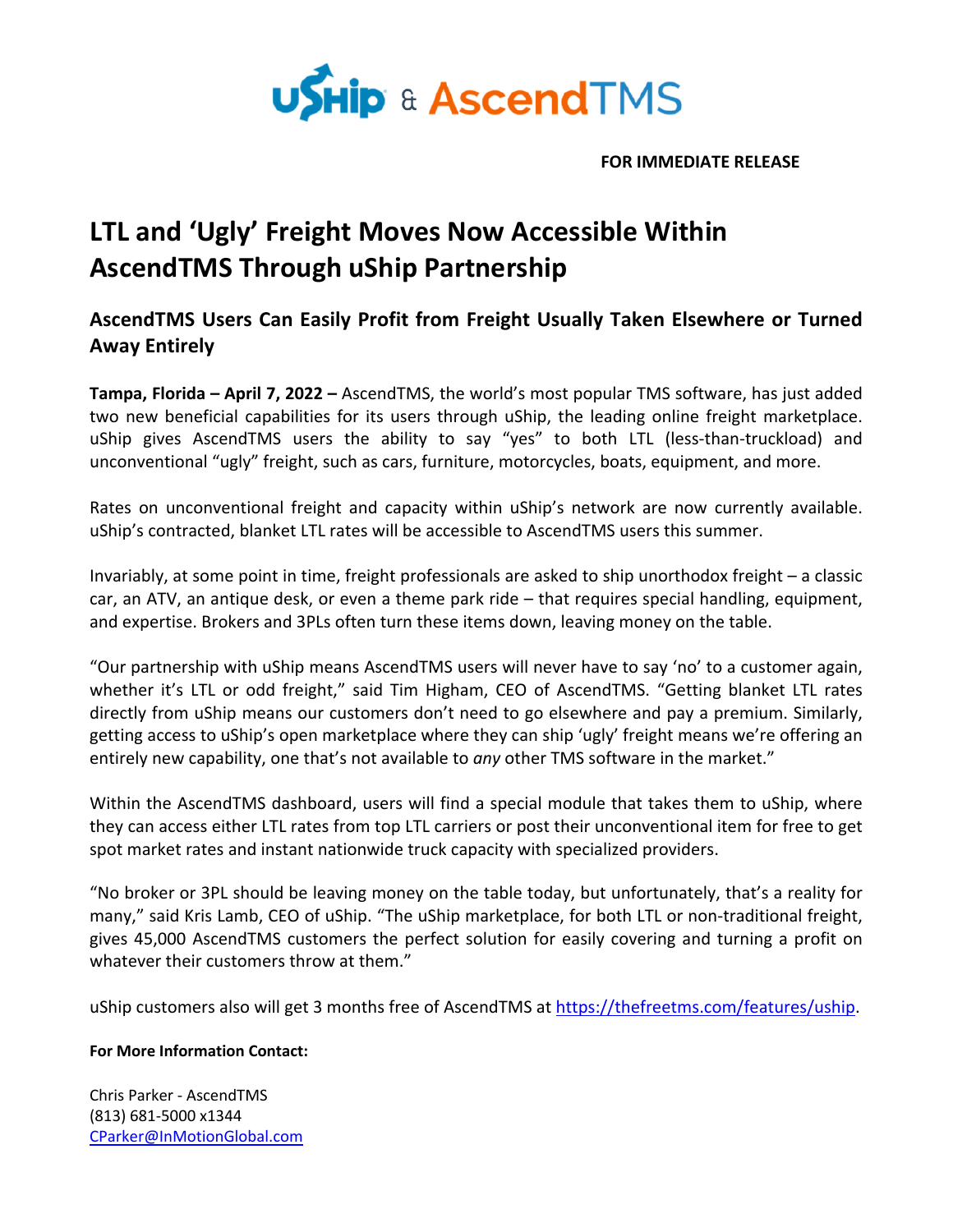uShip & AscendTMS

**FOR IMMEDIATE RELEASE**

# LTL and 'Ugly' Freight Moves Now Accessible Within AscendTMS Through uShip Partnership

## AscendTMS Users Can Easily Profit from Freight Usually Taken Elsewhere or Turned Away Entirely

**Tampa, Florida – April 7, 2022 –** AscendTMS, the world's most popular TMS software, has just added two new beneficial capabilities for its users through uShip, the leading online freight marketplace. uShip gives AscendTMS users the ability to say "yes" to both LTL (less-than-truckload) and unconventional "ugly" freight, such as cars, furniture, motorcycles, boats, equipment, and more.

Rates on unconventional freight and capacity within uShip's network are now currently available. uShip's contracted, blanket LTL rates will be accessible to AscendTMS users this summer.

Invariably, at some point in time, freight professionals are asked to ship unorthodox freight – a classic car, an ATV, an antique desk, or even a theme park ride – that requires special handling, equipment, and expertise. Brokers and 3PLs often turn these items down, leaving money on the table.

"Our partnership with uShip means AscendTMS users will never have to say 'no' to a customer again, whether it's LTL or odd freight," said Tim Higham, CEO of AscendTMS. "Getting blanket LTL rates directly from uShip means our customers don't need to go elsewhere and pay a premium. Similarly, getting access to uShip's open marketplace where they can ship 'ugly' freight means we're offering an entirely new capability, one that's not available to *any* other TMS software in the market."

Within the AscendTMS dashboard, users will find a special module that takes them to uShip, where they can access either LTL rates from top LTL carriers or post their unconventional item for free to get spot market rates and instant nationwide truck capacity with specialized providers.

"No broker or 3PL should be leaving money on the table today, but unfortunately, that's a reality for many," said Kris Lamb, CEO of uShip. "The uShip marketplace, for both LTL or non-traditional freight, gives 45,000 AscendTMS customers the perfect solution for easily covering and turning a profit on whatever their customers throw at them."

uShip customers also will get 3 months free of AscendTMS at https://thefreetms.com/features/uship.

**For More Information Contact:**

Chris Parker - AscendTMS
(813) 681-5000 x1344
CParker@InMotionGlobal.com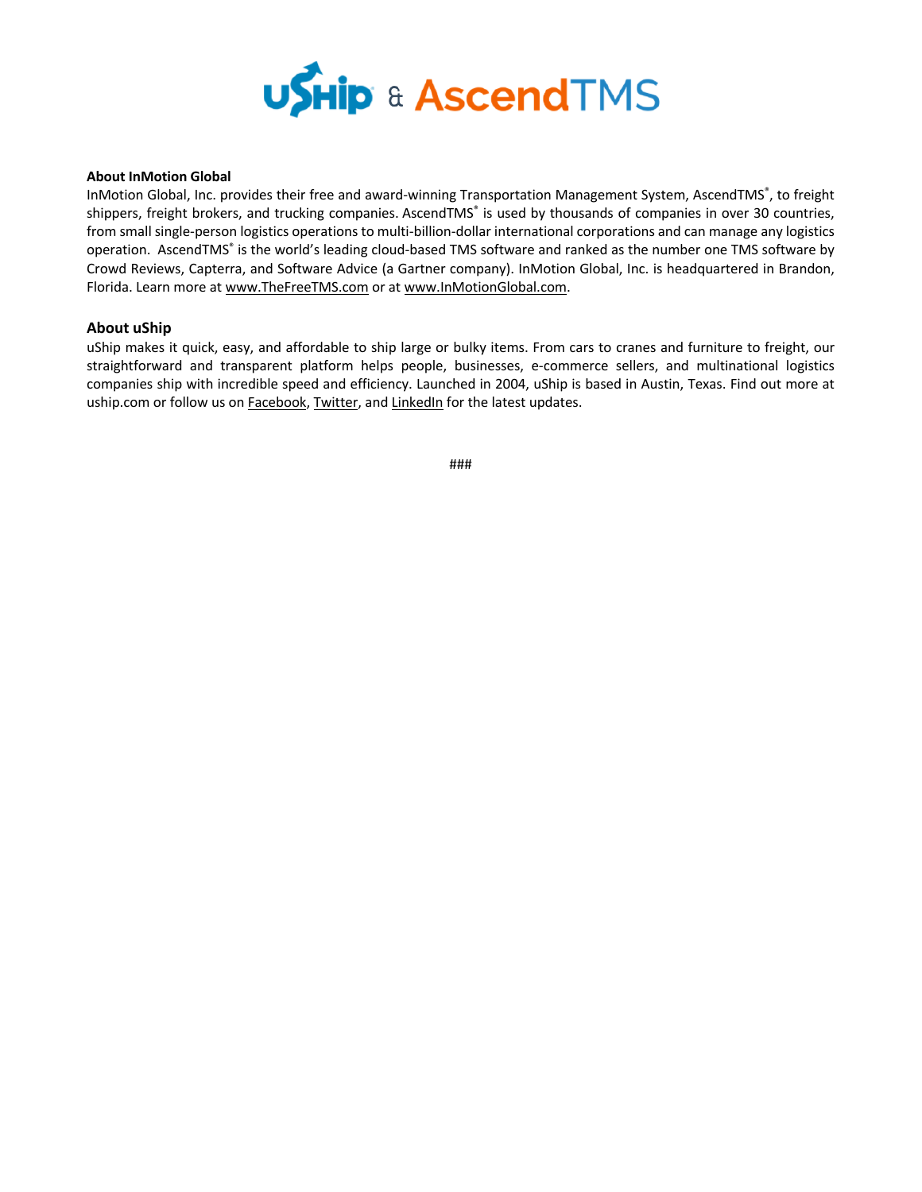**About InMotion Global**

InMotion Global, Inc. provides their free and award-winning Transportation Management System, AscendTMS®, to freight shippers, freight brokers, and trucking companies. AscendTMS® is used by thousands of companies in over 30 countries, from small single-person logistics operations to multi-billion-dollar international corporations and can manage any logistics operation. AscendTMS® is the world's leading cloud-based TMS software and ranked as the number one TMS software by Crowd Reviews, Capterra, and Software Advice (a Gartner company). InMotion Global, Inc. is headquartered in Brandon, Florida. Learn more at www.TheFreeTMS.com or at www.InMotionGlobal.com.

**About uShip**

uShip makes it quick, easy, and affordable to ship large or bulky items. From cars to cranes and furniture to freight, our straightforward and transparent platform helps people, businesses, e-commerce sellers, and multinational logistics companies ship with incredible speed and efficiency. Launched in 2004, uShip is based in Austin, Texas. Find out more at uship.com or follow us on Facebook, Twitter, and LinkedIn for the latest updates.

###